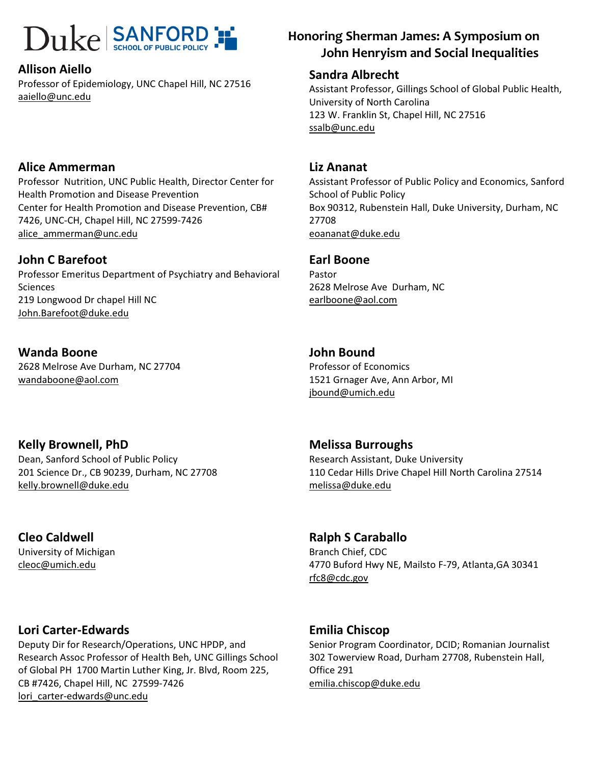# Honoring Sherman James: A Symposium on John Henryism and Social Inequalities

### Allison Aiello
Professor of Epidemiology, UNC Chapel Hill, NC 27516
aaiello@unc.edu

### Sandra Albrecht
Assistant Professor, Gillings School of Global Public Health, University of North Carolina
123 W. Franklin St, Chapel Hill, NC 27516
ssalb@unc.edu

### Alice Ammerman
Professor Nutrition, UNC Public Health, Director Center for Health Promotion and Disease Prevention
Center for Health Promotion and Disease Prevention, CB# 7426, UNC-CH, Chapel Hill, NC 27599-7426
alice_ammerman@unc.edu

### Liz Ananat
Assistant Professor of Public Policy and Economics, Sanford School of Public Policy
Box 90312, Rubenstein Hall, Duke University, Durham, NC 27708
eoananat@duke.edu

### John C Barefoot
Professor Emeritus Department of Psychiatry and Behavioral Sciences
219 Longwood Dr chapel Hill NC
John.Barefoot@duke.edu

### Earl Boone
Pastor
2628 Melrose Ave Durham, NC
earlboone@aol.com

### Wanda Boone
2628 Melrose Ave Durham, NC 27704
wandaboone@aol.com

### John Bound
Professor of Economics
1521 Grnager Ave, Ann Arbor, MI
jbound@umich.edu

### Kelly Brownell, PhD
Dean, Sanford School of Public Policy
201 Science Dr., CB 90239, Durham, NC 27708
kelly.brownell@duke.edu

### Melissa Burroughs
Research Assistant, Duke University
110 Cedar Hills Drive Chapel Hill North Carolina 27514
melissa@duke.edu

### Cleo Caldwell
University of Michigan
cleoc@umich.edu

### Ralph S Caraballo
Branch Chief, CDC
4770 Buford Hwy NE, Mailsto F-79, Atlanta,GA 30341
rfc8@cdc.gov

### Lori Carter-Edwards
Deputy Dir for Research/Operations, UNC HPDP, and Research Assoc Professor of Health Beh, UNC Gillings School of Global PH 1700 Martin Luther King, Jr. Blvd, Room 225, CB #7426, Chapel Hill, NC 27599-7426
lori_carter-edwards@unc.edu

### Emilia Chiscop
Senior Program Coordinator, DCID; Romanian Journalist
302 Towerview Road, Durham 27708, Rubenstein Hall, Office 291
emilia.chiscop@duke.edu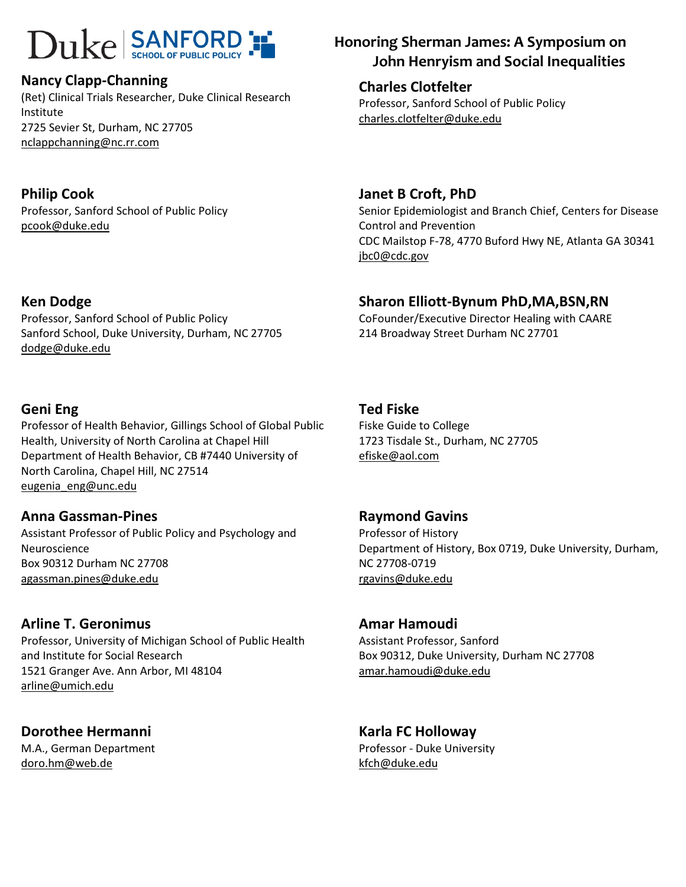# Honoring Sherman James: A Symposium on John Henryism and Social Inequalities

**Nancy Clapp-Channing**
(Ret) Clinical Trials Researcher, Duke Clinical Research Institute
2725 Sevier St, Durham, NC 27705
nclappchanning@nc.rr.com

**Charles Clotfelter**
Professor, Sanford School of Public Policy
charles.clotfelter@duke.edu

**Philip Cook**
Professor, Sanford School of Public Policy
pcook@duke.edu

**Janet B Croft, PhD**
Senior Epidemiologist and Branch Chief, Centers for Disease Control and Prevention
CDC Mailstop F-78, 4770 Buford Hwy NE, Atlanta GA 30341
jbc0@cdc.gov

**Ken Dodge**
Professor, Sanford School of Public Policy
Sanford School, Duke University, Durham, NC 27705
dodge@duke.edu

**Sharon Elliott-Bynum PhD,MA,BSN,RN**
CoFounder/Executive Director Healing with CAARE
214 Broadway Street Durham NC 27701

**Geni Eng**
Professor of Health Behavior, Gillings School of Global Public Health, University of North Carolina at Chapel Hill
Department of Health Behavior, CB #7440 University of North Carolina, Chapel Hill, NC 27514
eugenia_eng@unc.edu

**Ted Fiske**
Fiske Guide to College
1723 Tisdale St., Durham, NC 27705
efiske@aol.com

**Anna Gassman-Pines**
Assistant Professor of Public Policy and Psychology and Neuroscience
Box 90312 Durham NC 27708
agassman.pines@duke.edu

**Raymond Gavins**
Professor of History
Department of History, Box 0719, Duke University, Durham, NC 27708-0719
rgavins@duke.edu

**Arline T. Geronimus**
Professor, University of Michigan School of Public Health and Institute for Social Research
1521 Granger Ave. Ann Arbor, MI 48104
arline@umich.edu

**Amar Hamoudi**
Assistant Professor, Sanford
Box 90312, Duke University, Durham NC 27708
amar.hamoudi@duke.edu

**Dorothee Hermanni**
M.A., German Department
doro.hm@web.de

**Karla FC Holloway**
Professor - Duke University
kfch@duke.edu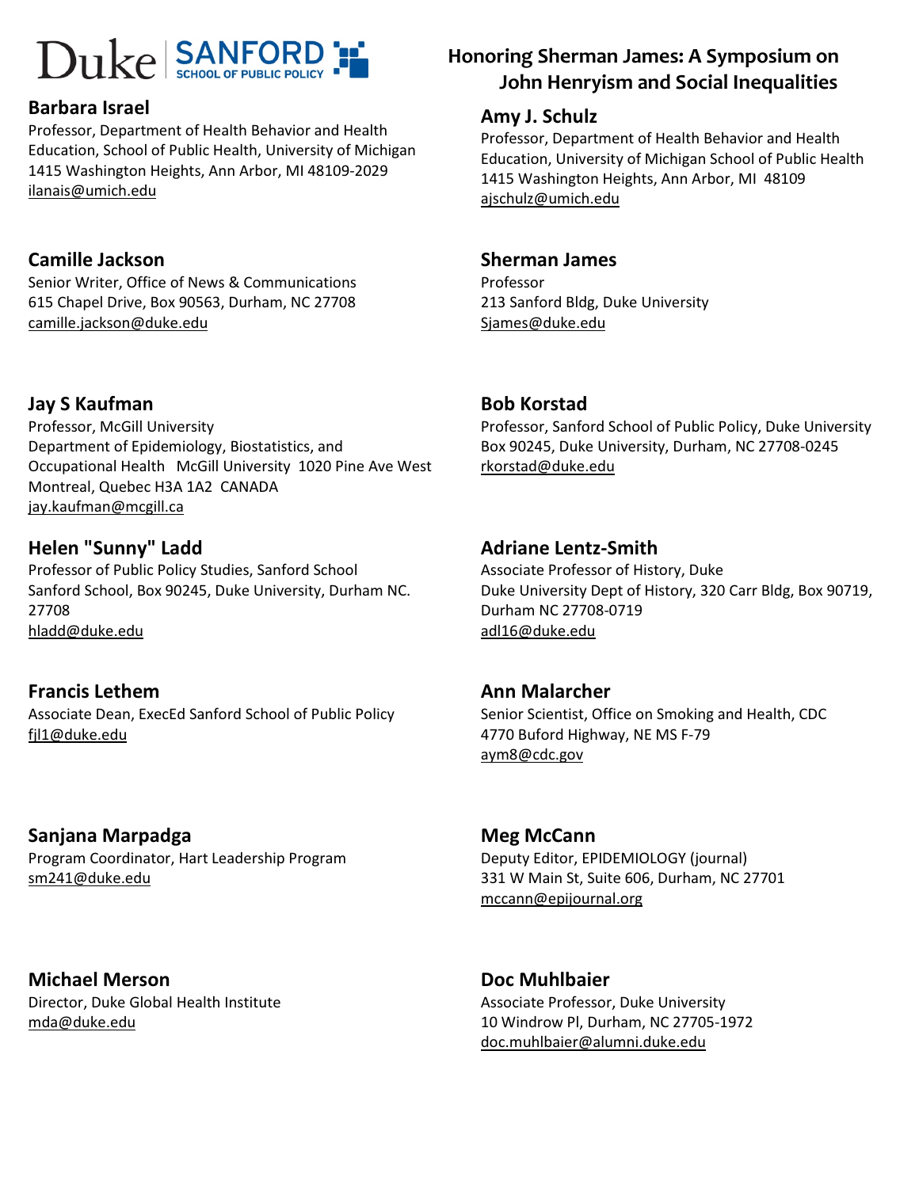# Honoring Sherman James: A Symposium on John Henryism and Social Inequalities

### Barbara Israel
Professor, Department of Health Behavior and Health Education, School of Public Health, University of Michigan
1415 Washington Heights, Ann Arbor, MI 48109-2029
ilanais@umich.edu

### Amy J. Schulz
Professor, Department of Health Behavior and Health Education, University of Michigan School of Public Health
1415 Washington Heights, Ann Arbor, MI 48109
ajschulz@umich.edu

### Camille Jackson
Senior Writer, Office of News & Communications
615 Chapel Drive, Box 90563, Durham, NC 27708
camille.jackson@duke.edu

### Sherman James
Professor
213 Sanford Bldg, Duke University
Sjames@duke.edu

### Jay S Kaufman
Professor, McGill University
Department of Epidemiology, Biostatistics, and Occupational Health McGill University 1020 Pine Ave West
Montreal, Quebec H3A 1A2 CANADA
jay.kaufman@mcgill.ca

### Bob Korstad
Professor, Sanford School of Public Policy, Duke University
Box 90245, Duke University, Durham, NC 27708-0245
rkorstad@duke.edu

### Helen "Sunny" Ladd
Professor of Public Policy Studies, Sanford School
Sanford School, Box 90245, Duke University, Durham NC. 27708
hladd@duke.edu

### Adriane Lentz-Smith
Associate Professor of History, Duke
Duke University Dept of History, 320 Carr Bldg, Box 90719, Durham NC 27708-0719
adl16@duke.edu

### Francis Lethem
Associate Dean, ExecEd Sanford School of Public Policy
fjl1@duke.edu

### Ann Malarcher
Senior Scientist, Office on Smoking and Health, CDC
4770 Buford Highway, NE MS F-79
aym8@cdc.gov

### Sanjana Marpadga
Program Coordinator, Hart Leadership Program
sm241@duke.edu

### Meg McCann
Deputy Editor, EPIDEMIOLOGY (journal)
331 W Main St, Suite 606, Durham, NC 27701
mccann@epijournal.org

### Michael Merson
Director, Duke Global Health Institute
mda@duke.edu

### Doc Muhlbaier
Associate Professor, Duke University
10 Windrow Pl, Durham, NC 27705-1972
doc.muhlbaier@alumni.duke.edu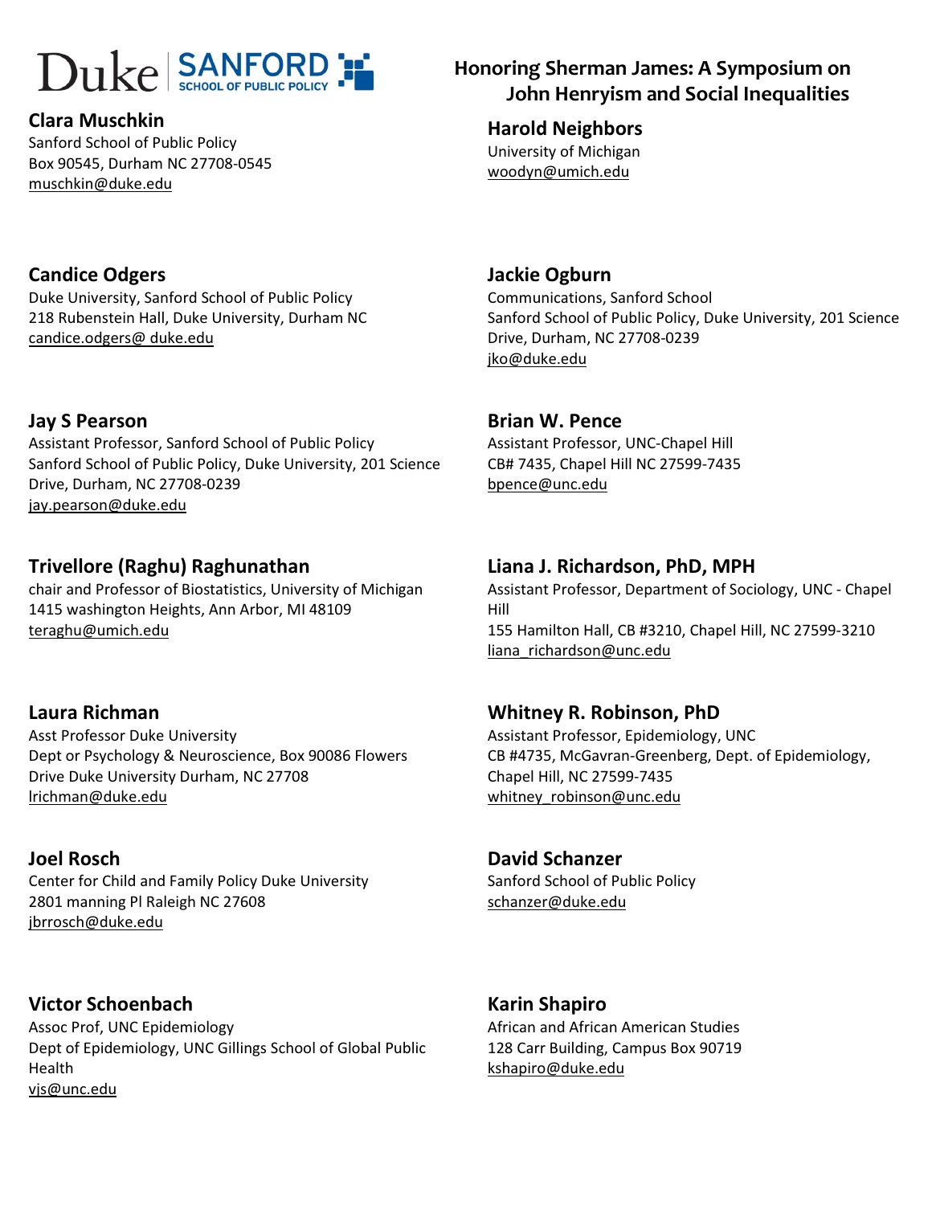## Honoring Sherman James: A Symposium on John Henryism and Social Inequalities

**Clara Muschkin**
Sanford School of Public Policy
Box 90545, Durham NC 27708-0545
muschkin@duke.edu

**Harold Neighbors**
University of Michigan
woodyn@umich.edu

**Candice Odgers**
Duke University, Sanford School of Public Policy
218 Rubenstein Hall, Duke University, Durham NC
candice.odgers@ duke.edu

**Jackie Ogburn**
Communications, Sanford School
Sanford School of Public Policy, Duke University, 201 Science Drive, Durham, NC 27708-0239
jko@duke.edu

**Jay S Pearson**
Assistant Professor, Sanford School of Public Policy
Sanford School of Public Policy, Duke University, 201 Science Drive, Durham, NC 27708-0239
jay.pearson@duke.edu

**Brian W. Pence**
Assistant Professor, UNC-Chapel Hill
CB# 7435, Chapel Hill NC 27599-7435
bpence@unc.edu

**Trivellore (Raghu) Raghunathan**
chair and Professor of Biostatistics, University of Michigan
1415 washington Heights, Ann Arbor, MI 48109
teraghu@umich.edu

**Liana J. Richardson, PhD, MPH**
Assistant Professor, Department of Sociology, UNC - Chapel Hill
155 Hamilton Hall, CB #3210, Chapel Hill, NC 27599-3210
liana_richardson@unc.edu

**Laura Richman**
Asst Professor Duke University
Dept or Psychology & Neuroscience, Box 90086 Flowers Drive Duke University Durham, NC 27708
lrichman@duke.edu

**Whitney R. Robinson, PhD**
Assistant Professor, Epidemiology, UNC
CB #4735, McGavran-Greenberg, Dept. of Epidemiology, Chapel Hill, NC 27599-7435
whitney_robinson@unc.edu

**Joel Rosch**
Center for Child and Family Policy Duke University
2801 manning Pl Raleigh NC 27608
jbrrosch@duke.edu

**David Schanzer**
Sanford School of Public Policy
schanzer@duke.edu

**Victor Schoenbach**
Assoc Prof, UNC Epidemiology
Dept of Epidemiology, UNC Gillings School of Global Public Health
vjs@unc.edu

**Karin Shapiro**
African and African American Studies
128 Carr Building, Campus Box 90719
kshapiro@duke.edu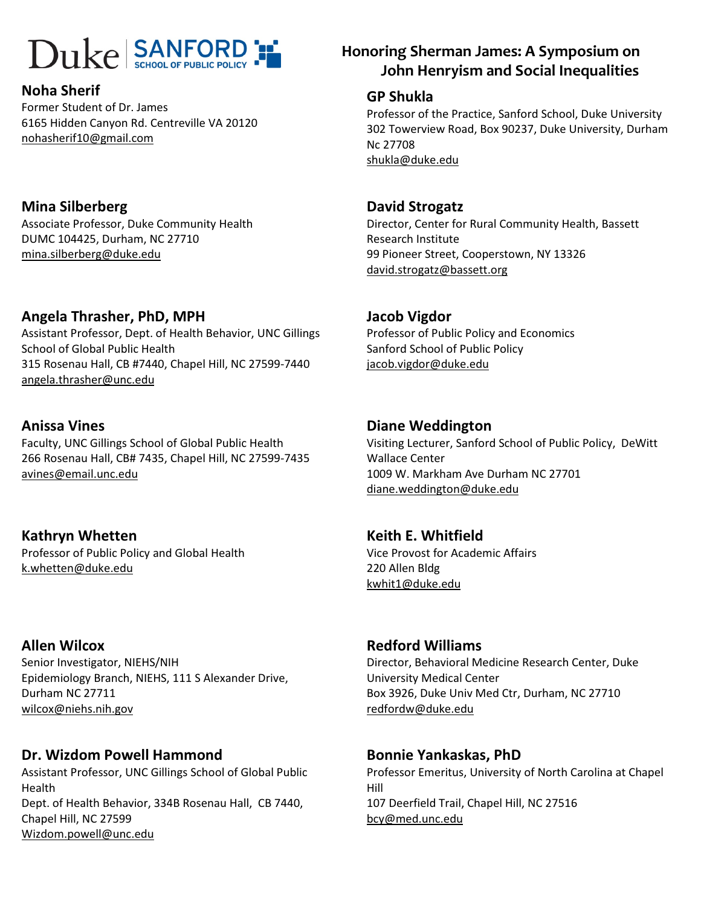Duke | SANFORD SCHOOL OF PUBLIC POLICY

## Honoring Sherman James: A Symposium on John Henryism and Social Inequalities

### Noha Sherif
Former Student of Dr. James
6165 Hidden Canyon Rd. Centreville VA 20120
nohasherif10@gmail.com

### Mina Silberberg
Associate Professor, Duke Community Health
DUMC 104425, Durham, NC 27710
mina.silberberg@duke.edu

### Angela Thrasher, PhD, MPH
Assistant Professor, Dept. of Health Behavior, UNC Gillings School of Global Public Health
315 Rosenau Hall, CB #7440, Chapel Hill, NC 27599-7440
angela.thrasher@unc.edu

### Anissa Vines
Faculty, UNC Gillings School of Global Public Health
266 Rosenau Hall, CB# 7435, Chapel Hill, NC 27599-7435
avines@email.unc.edu

### Kathryn Whetten
Professor of Public Policy and Global Health
k.whetten@duke.edu

### Allen Wilcox
Senior Investigator, NIEHS/NIH
Epidemiology Branch, NIEHS, 111 S Alexander Drive, Durham NC 27711
wilcox@niehs.nih.gov

### Dr. Wizdom Powell Hammond
Assistant Professor, UNC Gillings School of Global Public Health
Dept. of Health Behavior, 334B Rosenau Hall, CB 7440, Chapel Hill, NC 27599
Wizdom.powell@unc.edu

### GP Shukla
Professor of the Practice, Sanford School, Duke University
302 Towerview Road, Box 90237, Duke University, Durham Nc 27708
shukla@duke.edu

### David Strogatz
Director, Center for Rural Community Health, Bassett Research Institute
99 Pioneer Street, Cooperstown, NY 13326
david.strogatz@bassett.org

### Jacob Vigdor
Professor of Public Policy and Economics
Sanford School of Public Policy
jacob.vigdor@duke.edu

### Diane Weddington
Visiting Lecturer, Sanford School of Public Policy, DeWitt Wallace Center
1009 W. Markham Ave Durham NC 27701
diane.weddington@duke.edu

### Keith E. Whitfield
Vice Provost for Academic Affairs
220 Allen Bldg
kwhit1@duke.edu

### Redford Williams
Director, Behavioral Medicine Research Center, Duke University Medical Center
Box 3926, Duke Univ Med Ctr, Durham, NC 27710
redfordw@duke.edu

### Bonnie Yankaskas, PhD
Professor Emeritus, University of North Carolina at Chapel Hill
107 Deerfield Trail, Chapel Hill, NC 27516
bcy@med.unc.edu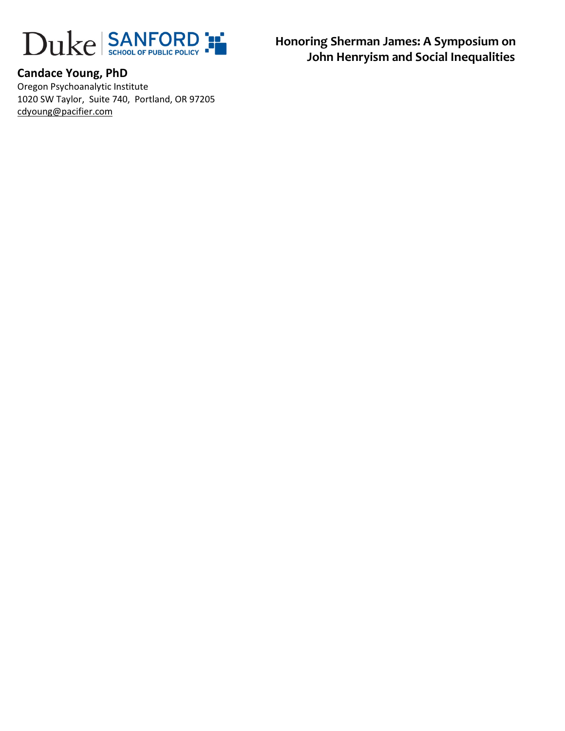Duke | SANFORD SCHOOL OF PUBLIC POLICY

**Honoring Sherman James: A Symposium on John Henryism and Social Inequalities**

**Candace Young, PhD**

Oregon Psychoanalytic Institute
1020 SW Taylor, Suite 740, Portland, OR 97205
cdyoung@pacifier.com